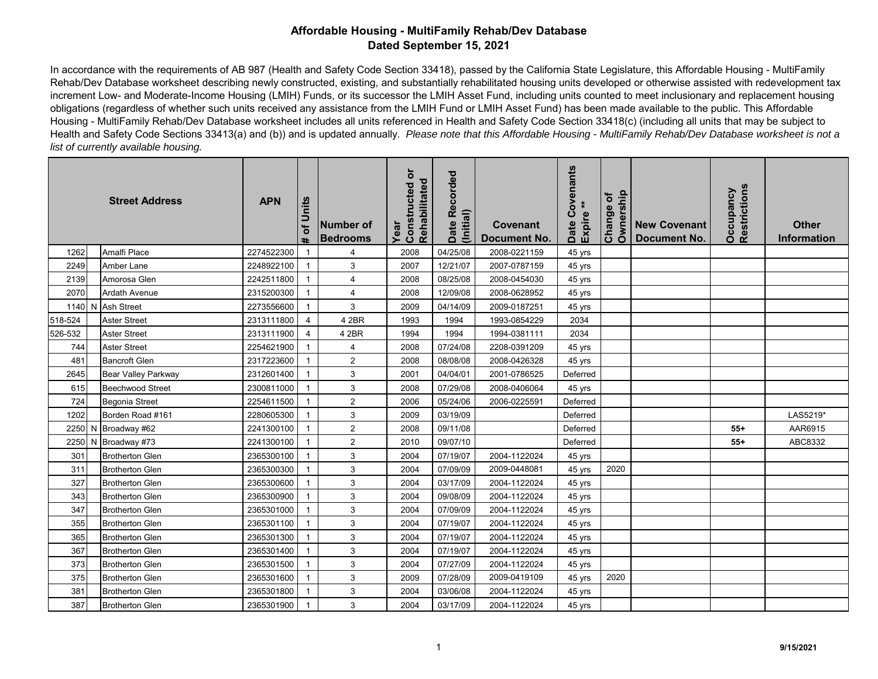# Affordable Housing - MultiFamily Rehab/Dev Database
## Dated September 15, 2021

In accordance with the requirements of AB 987 (Health and Safety Code Section 33418), passed by the California State Legislature, this Affordable Housing - MultiFamily Rehab/Dev Database worksheet describing newly constructed, existing, and substantially rehabilitated housing units developed or otherwise assisted with redevelopment tax increment Low- and Moderate-Income Housing (LMIH) Funds, or its successor the LMIH Asset Fund, including units counted to meet inclusionary and replacement housing obligations (regardless of whether such units received any assistance from the LMIH Fund or LMIH Asset Fund) has been made available to the public. This Affordable Housing - MultiFamily Rehab/Dev Database worksheet includes all units referenced in Health and Safety Code Section 33418(c) (including all units that may be subject to Health and Safety Code Sections 33413(a) and (b)) and is updated annually. *Please note that this Affordable Housing - MultiFamily Rehab/Dev Database worksheet is not a list of currently available housing.*

| Street Address | | | APN | # of Units | Number of Bedrooms | Year Constructed or Rehabilitated | Date Recorded (Initial) | Covenant Document No. | Date Covenants Expire ** | Change of Ownership | New Covenant Document No. | Occupancy Restrictions | Other Information |
|---|---|---|---|---|---|---|---|---|---|---|---|---|---|
| 1262 | | Amalfi Place | 2274522300 | 1 | 4 | 2008 | 04/25/08 | 2008-0221159 | 45 yrs | | | | |
| 2249 | | Amber Lane | 2248922100 | 1 | 3 | 2007 | 12/21/07 | 2007-0787159 | 45 yrs | | | | |
| 2139 | | Amorosa Glen | 2242511800 | 1 | 4 | 2008 | 08/25/08 | 2008-0454030 | 45 yrs | | | | |
| 2070 | | Ardath Avenue | 2315200300 | 1 | 4 | 2008 | 12/09/08 | 2008-0628952 | 45 yrs | | | | |
| 1140 | N | Ash Street | 2273556600 | 1 | 3 | 2009 | 04/14/09 | 2009-0187251 | 45 yrs | | | | |
| 518-524 | | Aster Street | 2313111800 | 4 | 4 2BR | 1993 | 1994 | 1993-0854229 | 2034 | | | | |
| 526-532 | | Aster Street | 2313111900 | 4 | 4 2BR | 1994 | 1994 | 1994-0381111 | 2034 | | | | |
| 744 | | Aster Street | 2254621900 | 1 | 4 | 2008 | 07/24/08 | 2208-0391209 | 45 yrs | | | | |
| 481 | | Bancroft Glen | 2317223600 | 1 | 2 | 2008 | 08/08/08 | 2008-0426328 | 45 yrs | | | | |
| 2645 | | Bear Valley Parkway | 2312601400 | 1 | 3 | 2001 | 04/04/01 | 2001-0786525 | Deferred | | | | |
| 615 | | Beechwood Street | 2300811000 | 1 | 3 | 2008 | 07/29/08 | 2008-0406064 | 45 yrs | | | | |
| 724 | | Begonia Street | 2254611500 | 1 | 2 | 2006 | 05/24/06 | 2006-0225591 | Deferred | | | | |
| 1202 | | Borden Road #161 | 2280605300 | 1 | 3 | 2009 | 03/19/09 | | Deferred | | | | LAS5219* |
| 2250 | N | Broadway #62 | 2241300100 | 1 | 2 | 2008 | 09/11/08 | | Deferred | | | 55+ | AAR6915 |
| 2250 | N | Broadway #73 | 2241300100 | 1 | 2 | 2010 | 09/07/10 | | Deferred | | | 55+ | ABC8332 |
| 301 | | Brotherton Glen | 2365300100 | 1 | 3 | 2004 | 07/19/07 | 2004-1122024 | 45 yrs | | | | |
| 311 | | Brotherton Glen | 2365300300 | 1 | 3 | 2004 | 07/09/09 | 2009-0448081 | 45 yrs | 2020 | | | |
| 327 | | Brotherton Glen | 2365300600 | 1 | 3 | 2004 | 03/17/09 | 2004-1122024 | 45 yrs | | | | |
| 343 | | Brotherton Glen | 2365300900 | 1 | 3 | 2004 | 09/08/09 | 2004-1122024 | 45 yrs | | | | |
| 347 | | Brotherton Glen | 2365301000 | 1 | 3 | 2004 | 07/09/09 | 2004-1122024 | 45 yrs | | | | |
| 355 | | Brotherton Glen | 2365301100 | 1 | 3 | 2004 | 07/19/07 | 2004-1122024 | 45 yrs | | | | |
| 365 | | Brotherton Glen | 2365301300 | 1 | 3 | 2004 | 07/19/07 | 2004-1122024 | 45 yrs | | | | |
| 367 | | Brotherton Glen | 2365301400 | 1 | 3 | 2004 | 07/19/07 | 2004-1122024 | 45 yrs | | | | |
| 373 | | Brotherton Glen | 2365301500 | 1 | 3 | 2004 | 07/27/09 | 2004-1122024 | 45 yrs | | | | |
| 375 | | Brotherton Glen | 2365301600 | 1 | 3 | 2009 | 07/28/09 | 2009-0419109 | 45 yrs | 2020 | | | |
| 381 | | Brotherton Glen | 2365301800 | 1 | 3 | 2004 | 03/06/08 | 2004-1122024 | 45 yrs | | | | |
| 387 | | Brotherton Glen | 2365301900 | 1 | 3 | 2004 | 03/17/09 | 2004-1122024 | 45 yrs | | | | |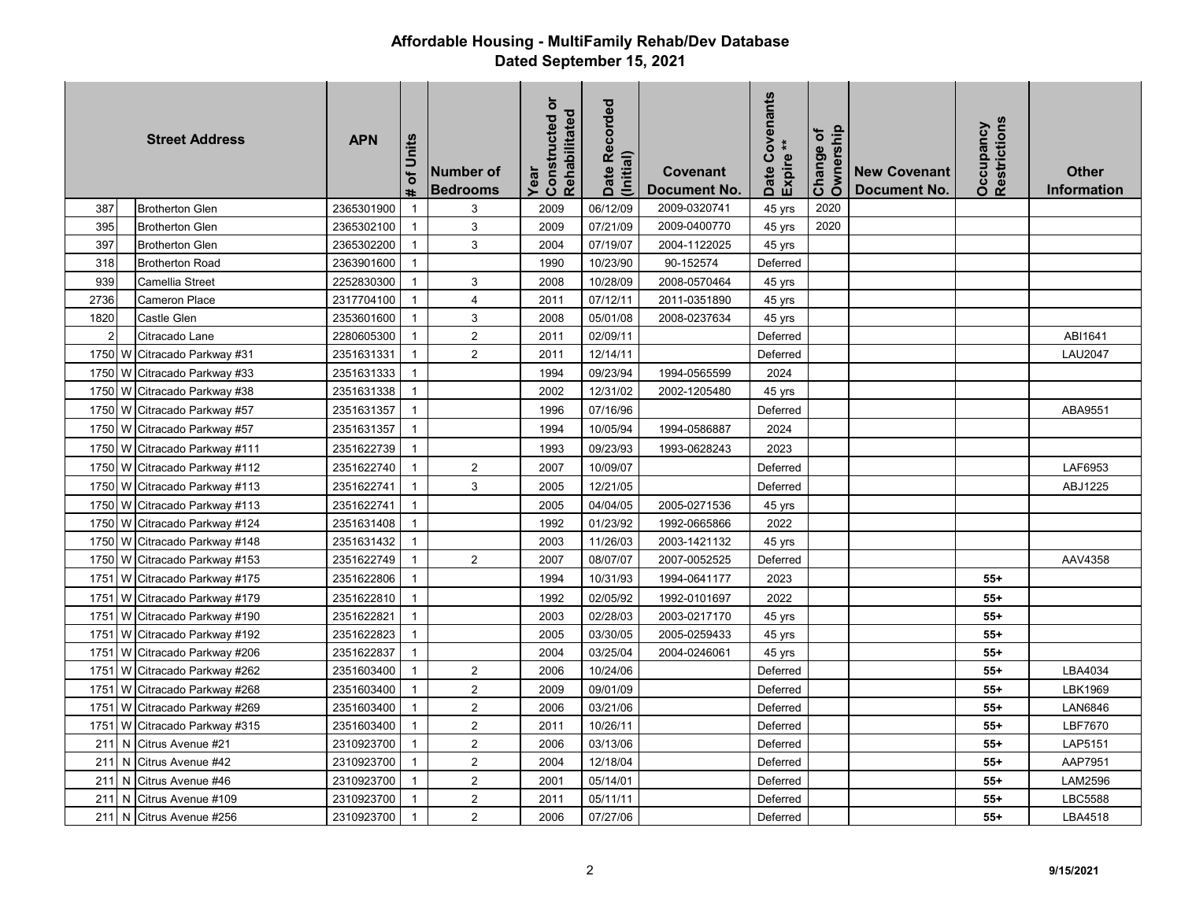# Affordable Housing - MultiFamily Rehab/Dev Database
## Dated September 15, 2021

| Street Address | | | APN | # of Units | Number of Bedrooms | Year Constructed or Rehabilitated | Date Recorded (Initial) | Covenant Document No. | Date Covenants Expire ** | Change of Ownership | New Covenant Document No. | Occupancy Restrictions | Other Information |
|---|---|---|---|---|---|---|---|---|---|---|---|---|---|
| 387 | | Brotherton Glen | 2365301900 | 1 | 3 | 2009 | 06/12/09 | 2009-0320741 | 45 yrs | 2020 | | | |
| 395 | | Brotherton Glen | 2365302100 | 1 | 3 | 2009 | 07/21/09 | 2009-0400770 | 45 yrs | 2020 | | | |
| 397 | | Brotherton Glen | 2365302200 | 1 | 3 | 2004 | 07/19/07 | 2004-1122025 | 45 yrs | | | | |
| 318 | | Brotherton Road | 2363901600 | 1 | | 1990 | 10/23/90 | 90-152574 | Deferred | | | | |
| 939 | | Camellia Street | 2252830300 | 1 | 3 | 2008 | 10/28/09 | 2008-0570464 | 45 yrs | | | | |
| 2736 | | Cameron Place | 2317704100 | 1 | 4 | 2011 | 07/12/11 | 2011-0351890 | 45 yrs | | | | |
| 1820 | | Castle Glen | 2353601600 | 1 | 3 | 2008 | 05/01/08 | 2008-0237634 | 45 yrs | | | | |
| 2 | | Citracado Lane | 2280605300 | 1 | 2 | 2011 | 02/09/11 | | Deferred | | | | ABI1641 |
| 1750 | W | Citracado Parkway #31 | 2351631331 | 1 | 2 | 2011 | 12/14/11 | | Deferred | | | | LAU2047 |
| 1750 | W | Citracado Parkway #33 | 2351631333 | 1 | | 1994 | 09/23/94 | 1994-0565599 | 2024 | | | | |
| 1750 | W | Citracado Parkway #38 | 2351631338 | 1 | | 2002 | 12/31/02 | 2002-1205480 | 45 yrs | | | | |
| 1750 | W | Citracado Parkway #57 | 2351631357 | 1 | | 1996 | 07/16/96 | | Deferred | | | | ABA9551 |
| 1750 | W | Citracado Parkway #57 | 2351631357 | 1 | | 1994 | 10/05/94 | 1994-0586887 | 2024 | | | | |
| 1750 | W | Citracado Parkway #111 | 2351622739 | 1 | | 1993 | 09/23/93 | 1993-0628243 | 2023 | | | | |
| 1750 | W | Citracado Parkway #112 | 2351622740 | 1 | 2 | 2007 | 10/09/07 | | Deferred | | | | LAF6953 |
| 1750 | W | Citracado Parkway #113 | 2351622741 | 1 | 3 | 2005 | 12/21/05 | | Deferred | | | | ABJ1225 |
| 1750 | W | Citracado Parkway #113 | 2351622741 | 1 | | 2005 | 04/04/05 | 2005-0271536 | 45 yrs | | | | |
| 1750 | W | Citracado Parkway #124 | 2351631408 | 1 | | 1992 | 01/23/92 | 1992-0665866 | 2022 | | | | |
| 1750 | W | Citracado Parkway #148 | 2351631432 | 1 | | 2003 | 11/26/03 | 2003-1421132 | 45 yrs | | | | |
| 1750 | W | Citracado Parkway #153 | 2351622749 | 1 | 2 | 2007 | 08/07/07 | 2007-0052525 | Deferred | | | | AAV4358 |
| 1751 | W | Citracado Parkway #175 | 2351622806 | 1 | | 1994 | 10/31/93 | 1994-0641177 | 2023 | | | 55+ | |
| 1751 | W | Citracado Parkway #179 | 2351622810 | 1 | | 1992 | 02/05/92 | 1992-0101697 | 2022 | | | 55+ | |
| 1751 | W | Citracado Parkway #190 | 2351622821 | 1 | | 2003 | 02/28/03 | 2003-0217170 | 45 yrs | | | 55+ | |
| 1751 | W | Citracado Parkway #192 | 2351622823 | 1 | | 2005 | 03/30/05 | 2005-0259433 | 45 yrs | | | 55+ | |
| 1751 | W | Citracado Parkway #206 | 2351622837 | 1 | | 2004 | 03/25/04 | 2004-0246061 | 45 yrs | | | 55+ | |
| 1751 | W | Citracado Parkway #262 | 2351603400 | 1 | 2 | 2006 | 10/24/06 | | Deferred | | | 55+ | LBA4034 |
| 1751 | W | Citracado Parkway #268 | 2351603400 | 1 | 2 | 2009 | 09/01/09 | | Deferred | | | 55+ | LBK1969 |
| 1751 | W | Citracado Parkway #269 | 2351603400 | 1 | 2 | 2006 | 03/21/06 | | Deferred | | | 55+ | LAN6846 |
| 1751 | W | Citracado Parkway #315 | 2351603400 | 1 | 2 | 2011 | 10/26/11 | | Deferred | | | 55+ | LBF7670 |
| 211 | N | Citrus Avenue #21 | 2310923700 | 1 | 2 | 2006 | 03/13/06 | | Deferred | | | 55+ | LAP5151 |
| 211 | N | Citrus Avenue #42 | 2310923700 | 1 | 2 | 2004 | 12/18/04 | | Deferred | | | 55+ | AAP7951 |
| 211 | N | Citrus Avenue #46 | 2310923700 | 1 | 2 | 2001 | 05/14/01 | | Deferred | | | 55+ | LAM2596 |
| 211 | N | Citrus Avenue #109 | 2310923700 | 1 | 2 | 2011 | 05/11/11 | | Deferred | | | 55+ | LBC5588 |
| 211 | N | Citrus Avenue #256 | 2310923700 | 1 | 2 | 2006 | 07/27/06 | | Deferred | | | 55+ | LBA4518 |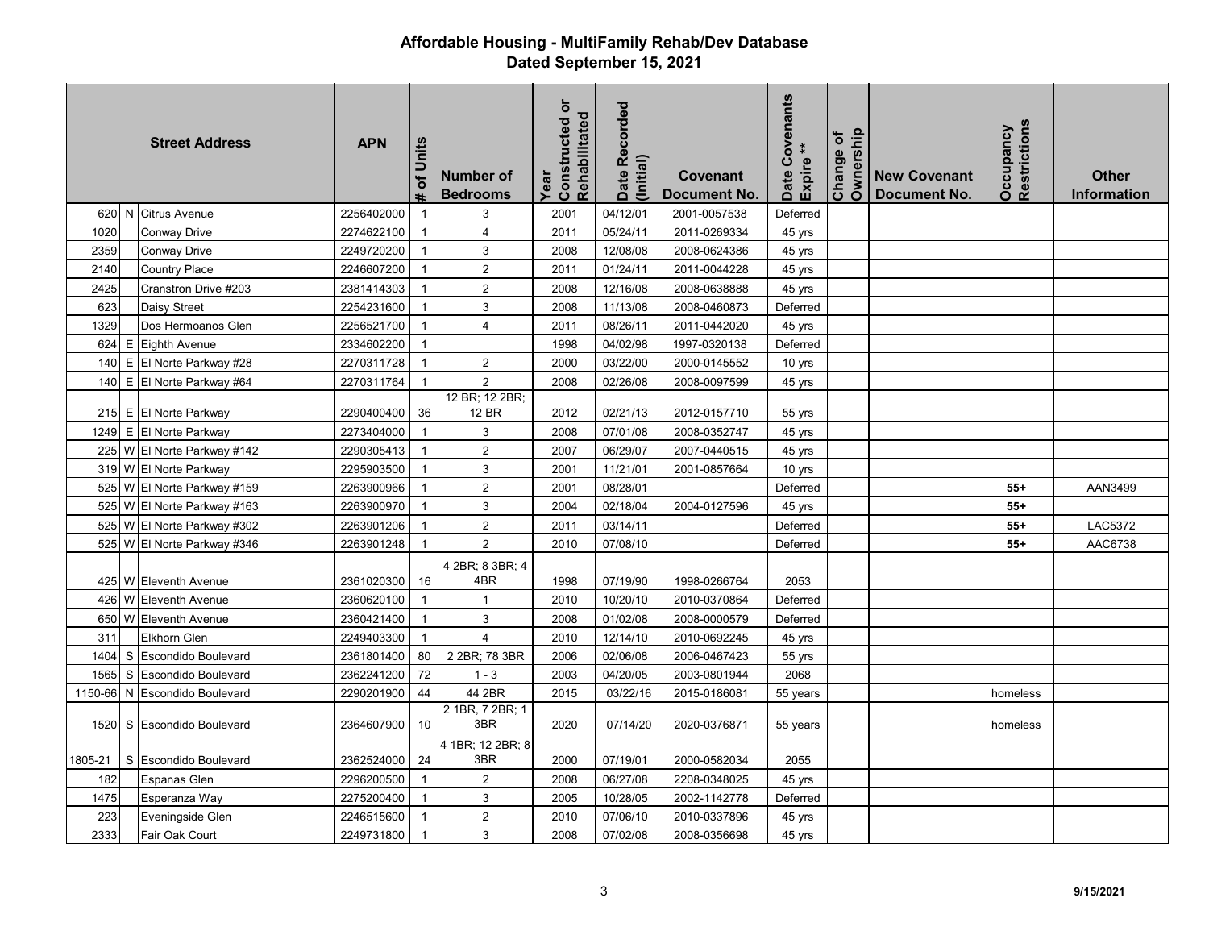# Affordable Housing - MultiFamily Rehab/Dev Database
## Dated September 15, 2021

| Street Address | | | APN | # of Units | Number of Bedrooms | Year Constructed or Rehabilitated | Date Recorded (Initial) | Covenant Document No. | Date Covenants Expire ** | Change of Ownership | New Covenant Document No. | Occupancy Restrictions | Other Information |
|---|---|---|---|---|---|---|---|---|---|---|---|---|---|
| 620 | N | Citrus Avenue | 2256402000 | 1 | 3 | 2001 | 04/12/01 | 2001-0057538 | Deferred | | | | |
| 1020 | | Conway Drive | 2274622100 | 1 | 4 | 2011 | 05/24/11 | 2011-0269334 | 45 yrs | | | | |
| 2359 | | Conway Drive | 2249720200 | 1 | 3 | 2008 | 12/08/08 | 2008-0624386 | 45 yrs | | | | |
| 2140 | | Country Place | 2246607200 | 1 | 2 | 2011 | 01/24/11 | 2011-0044228 | 45 yrs | | | | |
| 2425 | | Cranstron Drive #203 | 2381414303 | 1 | 2 | 2008 | 12/16/08 | 2008-0638888 | 45 yrs | | | | |
| 623 | | Daisy Street | 2254231600 | 1 | 3 | 2008 | 11/13/08 | 2008-0460873 | Deferred | | | | |
| 1329 | | Dos Hermoanos Glen | 2256521700 | 1 | 4 | 2011 | 08/26/11 | 2011-0442020 | 45 yrs | | | | |
| 624 | E | Eighth Avenue | 2334602200 | 1 | | 1998 | 04/02/98 | 1997-0320138 | Deferred | | | | |
| 140 | E | El Norte Parkway #28 | 2270311728 | 1 | 2 | 2000 | 03/22/00 | 2000-0145552 | 10 yrs | | | | |
| 140 | E | El Norte Parkway #64 | 2270311764 | 1 | 2 | 2008 | 02/26/08 | 2008-0097599 | 45 yrs | | | | |
| 215 | E | El Norte Parkway | 2290400400 | 36 | 12 BR; 12 2BR; 12 BR | 2012 | 02/21/13 | 2012-0157710 | 55 yrs | | | | |
| 1249 | E | El Norte Parkway | 2273404000 | 1 | 3 | 2008 | 07/01/08 | 2008-0352747 | 45 yrs | | | | |
| 225 | W | El Norte Parkway #142 | 2290305413 | 1 | 2 | 2007 | 06/29/07 | 2007-0440515 | 45 yrs | | | | |
| 319 | W | El Norte Parkway | 2295903500 | 1 | 3 | 2001 | 11/21/01 | 2001-0857664 | 10 yrs | | | | |
| 525 | W | El Norte Parkway #159 | 2263900966 | 1 | 2 | 2001 | 08/28/01 | | Deferred | | | **55+** | AAN3499 |
| 525 | W | El Norte Parkway #163 | 2263900970 | 1 | 3 | 2004 | 02/18/04 | 2004-0127596 | 45 yrs | | | **55+** | |
| 525 | W | El Norte Parkway #302 | 2263901206 | 1 | 2 | 2011 | 03/14/11 | | Deferred | | | **55+** | LAC5372 |
| 525 | W | El Norte Parkway #346 | 2263901248 | 1 | 2 | 2010 | 07/08/10 | | Deferred | | | **55+** | AAC6738 |
| 425 | W | Eleventh Avenue | 2361020300 | 16 | 4 2BR; 8 3BR; 4 4BR | 1998 | 07/19/90 | 1998-0266764 | 2053 | | | | |
| 426 | W | Eleventh Avenue | 2360620100 | 1 | 1 | 2010 | 10/20/10 | 2010-0370864 | Deferred | | | | |
| 650 | W | Eleventh Avenue | 2360421400 | 1 | 3 | 2008 | 01/02/08 | 2008-0000579 | Deferred | | | | |
| 311 | | Elkhorn Glen | 2249403300 | 1 | 4 | 2010 | 12/14/10 | 2010-0692245 | 45 yrs | | | | |
| 1404 | S | Escondido Boulevard | 2361801400 | 80 | 2 2BR; 78 3BR | 2006 | 02/06/08 | 2006-0467423 | 55 yrs | | | | |
| 1565 | S | Escondido Boulevard | 2362241200 | 72 | 1 - 3 | 2003 | 04/20/05 | 2003-0801944 | 2068 | | | | |
| 1150-66 | N | Escondido Boulevard | 2290201900 | 44 | 44 2BR | 2015 | 03/22/16 | 2015-0186081 | 55 years | | | homeless | |
| 1520 | S | Escondido Boulevard | 2364607900 | 10 | 2 1BR, 7 2BR; 1 3BR | 2020 | 07/14/20 | 2020-0376871 | 55 years | | | homeless | |
| 1805-21 | S | Escondido Boulevard | 2362524000 | 24 | 4 1BR; 12 2BR; 8 3BR | 2000 | 07/19/01 | 2000-0582034 | 2055 | | | | |
| 182 | | Espanas Glen | 2296200500 | 1 | 2 | 2008 | 06/27/08 | 2208-0348025 | 45 yrs | | | | |
| 1475 | | Esperanza Way | 2275200400 | 1 | 3 | 2005 | 10/28/05 | 2002-1142778 | Deferred | | | | |
| 223 | | Eveningside Glen | 2246515600 | 1 | 2 | 2010 | 07/06/10 | 2010-0337896 | 45 yrs | | | | |
| 2333 | | Fair Oak Court | 2249731800 | 1 | 3 | 2008 | 07/02/08 | 2008-0356698 | 45 yrs | | | | |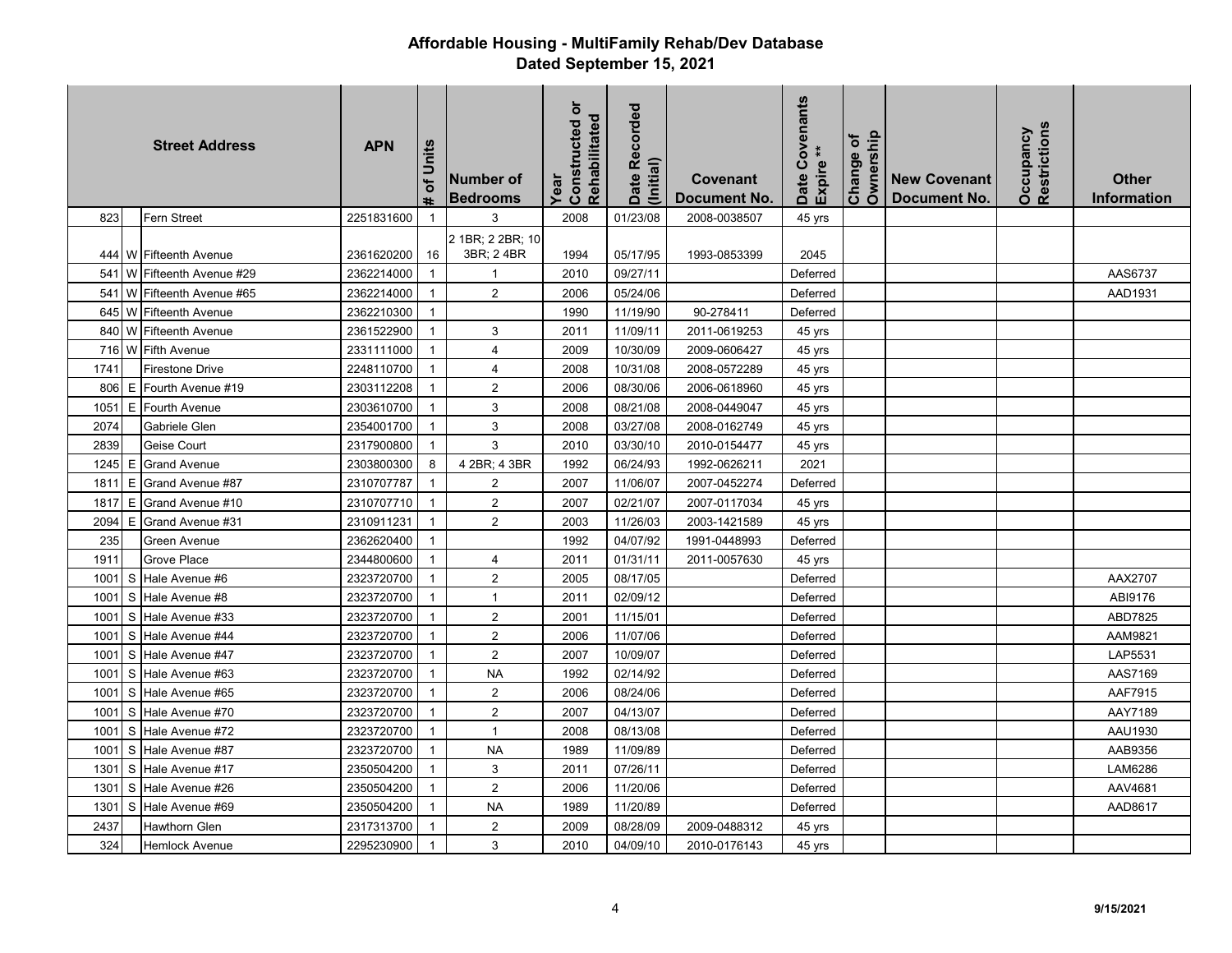# Affordable Housing - MultiFamily Rehab/Dev Database

## Dated September 15, 2021

| Street Address | | | APN | # of Units | Number of Bedrooms | Year Constructed or Rehabilitated | Date Recorded (Initial) | Covenant Document No. | Date Covenants Expire ** | Change of Ownership | New Covenant Document No. | Occupancy Restrictions | Other Information |
|---|---|---|---|---|---|---|---|---|---|---|---|---|---|
| 823 | | Fern Street | 2251831600 | 1 | 3 | 2008 | 01/23/08 | 2008-0038507 | 45 yrs | | | | |
| 444 | W | Fifteenth Avenue | 2361620200 | 16 | 2 1BR; 2 2BR; 10 3BR; 2 4BR | 1994 | 05/17/95 | 1993-0853399 | 2045 | | | | |
| 541 | W | Fifteenth Avenue #29 | 2362214000 | 1 | 1 | 2010 | 09/27/11 | | Deferred | | | | AAS6737 |
| 541 | W | Fifteenth Avenue #65 | 2362214000 | 1 | 2 | 2006 | 05/24/06 | | Deferred | | | | AAD1931 |
| 645 | W | Fifteenth Avenue | 2362210300 | 1 | | 1990 | 11/19/90 | 90-278411 | Deferred | | | | |
| 840 | W | Fifteenth Avenue | 2361522900 | 1 | 3 | 2011 | 11/09/11 | 2011-0619253 | 45 yrs | | | | |
| 716 | W | Fifth Avenue | 2331111000 | 1 | 4 | 2009 | 10/30/09 | 2009-0606427 | 45 yrs | | | | |
| 1741 | | Firestone Drive | 2248110700 | 1 | 4 | 2008 | 10/31/08 | 2008-0572289 | 45 yrs | | | | |
| 806 | E | Fourth Avenue #19 | 2303112208 | 1 | 2 | 2006 | 08/30/06 | 2006-0618960 | 45 yrs | | | | |
| 1051 | E | Fourth Avenue | 2303610700 | 1 | 3 | 2008 | 08/21/08 | 2008-0449047 | 45 yrs | | | | |
| 2074 | | Gabriele Glen | 2354001700 | 1 | 3 | 2008 | 03/27/08 | 2008-0162749 | 45 yrs | | | | |
| 2839 | | Geise Court | 2317900800 | 1 | 3 | 2010 | 03/30/10 | 2010-0154477 | 45 yrs | | | | |
| 1245 | E | Grand Avenue | 2303800300 | 8 | 4 2BR; 4 3BR | 1992 | 06/24/93 | 1992-0626211 | 2021 | | | | |
| 1811 | E | Grand Avenue #87 | 2310707787 | 1 | 2 | 2007 | 11/06/07 | 2007-0452274 | Deferred | | | | |
| 1817 | E | Grand Avenue #10 | 2310707710 | 1 | 2 | 2007 | 02/21/07 | 2007-0117034 | 45 yrs | | | | |
| 2094 | E | Grand Avenue #31 | 2310911231 | 1 | 2 | 2003 | 11/26/03 | 2003-1421589 | 45 yrs | | | | |
| 235 | | Green Avenue | 2362620400 | 1 | | 1992 | 04/07/92 | 1991-0448993 | Deferred | | | | |
| 1911 | | Grove Place | 2344800600 | 1 | 4 | 2011 | 01/31/11 | 2011-0057630 | 45 yrs | | | | |
| 1001 | S | Hale Avenue #6 | 2323720700 | 1 | 2 | 2005 | 08/17/05 | | Deferred | | | | AAX2707 |
| 1001 | S | Hale Avenue #8 | 2323720700 | 1 | 1 | 2011 | 02/09/12 | | Deferred | | | | ABI9176 |
| 1001 | S | Hale Avenue #33 | 2323720700 | 1 | 2 | 2001 | 11/15/01 | | Deferred | | | | ABD7825 |
| 1001 | S | Hale Avenue #44 | 2323720700 | 1 | 2 | 2006 | 11/07/06 | | Deferred | | | | AAM9821 |
| 1001 | S | Hale Avenue #47 | 2323720700 | 1 | 2 | 2007 | 10/09/07 | | Deferred | | | | LAP5531 |
| 1001 | S | Hale Avenue #63 | 2323720700 | 1 | NA | 1992 | 02/14/92 | | Deferred | | | | AAS7169 |
| 1001 | S | Hale Avenue #65 | 2323720700 | 1 | 2 | 2006 | 08/24/06 | | Deferred | | | | AAF7915 |
| 1001 | S | Hale Avenue #70 | 2323720700 | 1 | 2 | 2007 | 04/13/07 | | Deferred | | | | AAY7189 |
| 1001 | S | Hale Avenue #72 | 2323720700 | 1 | 1 | 2008 | 08/13/08 | | Deferred | | | | AAU1930 |
| 1001 | S | Hale Avenue #87 | 2323720700 | 1 | NA | 1989 | 11/09/89 | | Deferred | | | | AAB9356 |
| 1301 | S | Hale Avenue #17 | 2350504200 | 1 | 3 | 2011 | 07/26/11 | | Deferred | | | | LAM6286 |
| 1301 | S | Hale Avenue #26 | 2350504200 | 1 | 2 | 2006 | 11/20/06 | | Deferred | | | | AAV4681 |
| 1301 | S | Hale Avenue #69 | 2350504200 | 1 | NA | 1989 | 11/20/89 | | Deferred | | | | AAD8617 |
| 2437 | | Hawthorn Glen | 2317313700 | 1 | 2 | 2009 | 08/28/09 | 2009-0488312 | 45 yrs | | | | |
| 324 | | Hemlock Avenue | 2295230900 | 1 | 3 | 2010 | 04/09/10 | 2010-0176143 | 45 yrs | | | | |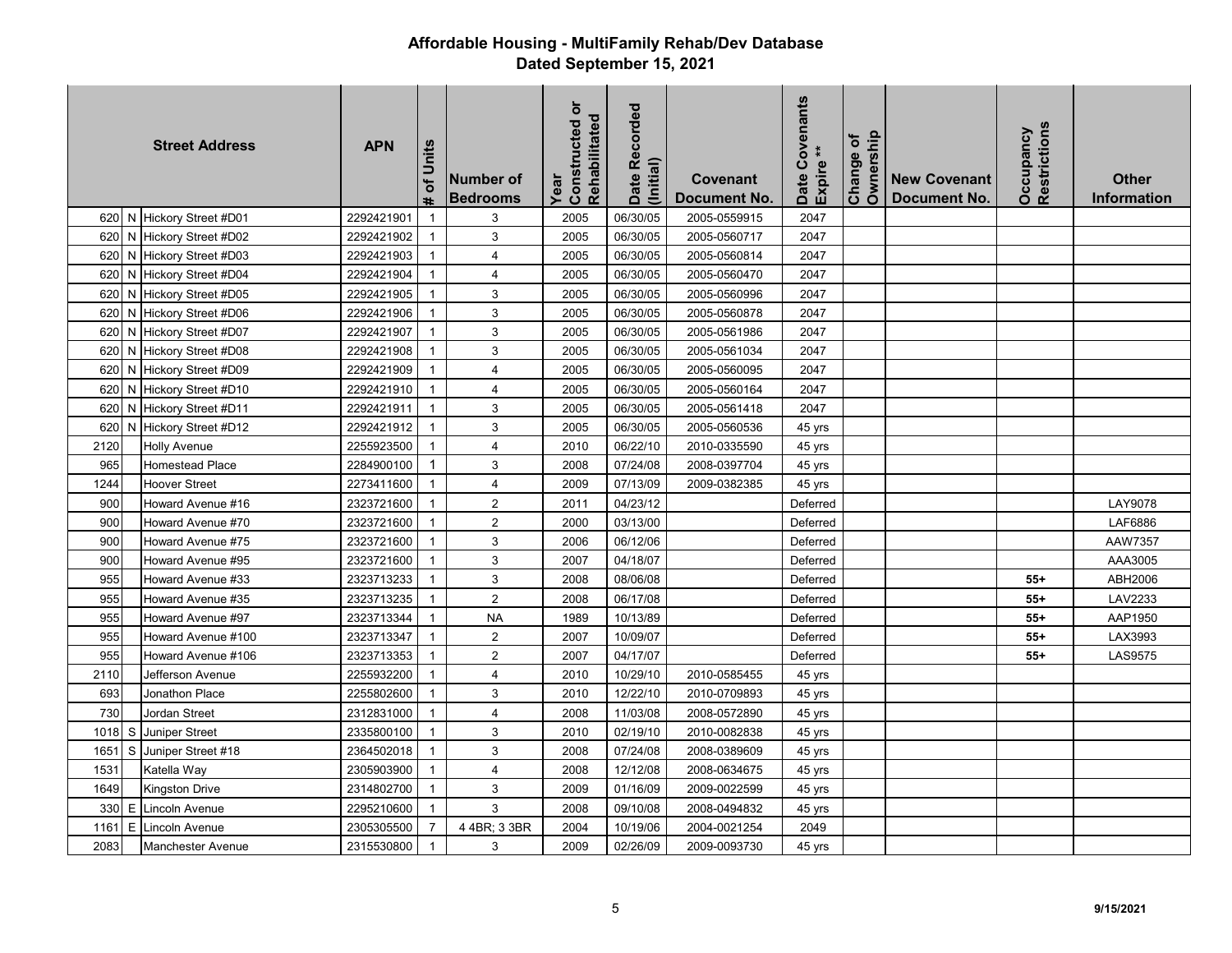# Affordable Housing - MultiFamily Rehab/Dev Database

## Dated September 15, 2021

| Street Address | | | APN | # of Units | Number of Bedrooms | Year Constructed or Rehabilitated | Date Recorded (Initial) | Covenant Document No. | Date Covenants Expire ** | Change of Ownership | New Covenant Document No. | Occupancy Restrictions | Other Information |
|---|---|---|---|---|---|---|---|---|---|---|---|---|---|
| 620 | N | Hickory Street #D01 | 2292421901 | 1 | 3 | 2005 | 06/30/05 | 2005-0559915 | 2047 | | | | |
| 620 | N | Hickory Street #D02 | 2292421902 | 1 | 3 | 2005 | 06/30/05 | 2005-0560717 | 2047 | | | | |
| 620 | N | Hickory Street #D03 | 2292421903 | 1 | 4 | 2005 | 06/30/05 | 2005-0560814 | 2047 | | | | |
| 620 | N | Hickory Street #D04 | 2292421904 | 1 | 4 | 2005 | 06/30/05 | 2005-0560470 | 2047 | | | | |
| 620 | N | Hickory Street #D05 | 2292421905 | 1 | 3 | 2005 | 06/30/05 | 2005-0560996 | 2047 | | | | |
| 620 | N | Hickory Street #D06 | 2292421906 | 1 | 3 | 2005 | 06/30/05 | 2005-0560878 | 2047 | | | | |
| 620 | N | Hickory Street #D07 | 2292421907 | 1 | 3 | 2005 | 06/30/05 | 2005-0561986 | 2047 | | | | |
| 620 | N | Hickory Street #D08 | 2292421908 | 1 | 3 | 2005 | 06/30/05 | 2005-0561034 | 2047 | | | | |
| 620 | N | Hickory Street #D09 | 2292421909 | 1 | 4 | 2005 | 06/30/05 | 2005-0560095 | 2047 | | | | |
| 620 | N | Hickory Street #D10 | 2292421910 | 1 | 4 | 2005 | 06/30/05 | 2005-0560164 | 2047 | | | | |
| 620 | N | Hickory Street #D11 | 2292421911 | 1 | 3 | 2005 | 06/30/05 | 2005-0561418 | 2047 | | | | |
| 620 | N | Hickory Street #D12 | 2292421912 | 1 | 3 | 2005 | 06/30/05 | 2005-0560536 | 45 yrs | | | | |
| 2120 | | Holly Avenue | 2255923500 | 1 | 4 | 2010 | 06/22/10 | 2010-0335590 | 45 yrs | | | | |
| 965 | | Homestead Place | 2284900100 | 1 | 3 | 2008 | 07/24/08 | 2008-0397704 | 45 yrs | | | | |
| 1244 | | Hoover Street | 2273411600 | 1 | 4 | 2009 | 07/13/09 | 2009-0382385 | 45 yrs | | | | |
| 900 | | Howard Avenue #16 | 2323721600 | 1 | 2 | 2011 | 04/23/12 | | Deferred | | | | LAY9078 |
| 900 | | Howard Avenue #70 | 2323721600 | 1 | 2 | 2000 | 03/13/00 | | Deferred | | | | LAF6886 |
| 900 | | Howard Avenue #75 | 2323721600 | 1 | 3 | 2006 | 06/12/06 | | Deferred | | | | AAW7357 |
| 900 | | Howard Avenue #95 | 2323721600 | 1 | 3 | 2007 | 04/18/07 | | Deferred | | | | AAA3005 |
| 955 | | Howard Avenue #33 | 2323713233 | 1 | 3 | 2008 | 08/06/08 | | Deferred | | | **55+** | ABH2006 |
| 955 | | Howard Avenue #35 | 2323713235 | 1 | 2 | 2008 | 06/17/08 | | Deferred | | | **55+** | LAV2233 |
| 955 | | Howard Avenue #97 | 2323713344 | 1 | NA | 1989 | 10/13/89 | | Deferred | | | **55+** | AAP1950 |
| 955 | | Howard Avenue #100 | 2323713347 | 1 | 2 | 2007 | 10/09/07 | | Deferred | | | **55+** | LAX3993 |
| 955 | | Howard Avenue #106 | 2323713353 | 1 | 2 | 2007 | 04/17/07 | | Deferred | | | **55+** | LAS9575 |
| 2110 | | Jefferson Avenue | 2255932200 | 1 | 4 | 2010 | 10/29/10 | 2010-0585455 | 45 yrs | | | | |
| 693 | | Jonathon Place | 2255802600 | 1 | 3 | 2010 | 12/22/10 | 2010-0709893 | 45 yrs | | | | |
| 730 | | Jordan Street | 2312831000 | 1 | 4 | 2008 | 11/03/08 | 2008-0572890 | 45 yrs | | | | |
| 1018 | S | Juniper Street | 2335800100 | 1 | 3 | 2010 | 02/19/10 | 2010-0082838 | 45 yrs | | | | |
| 1651 | S | Juniper Street #18 | 2364502018 | 1 | 3 | 2008 | 07/24/08 | 2008-0389609 | 45 yrs | | | | |
| 1531 | | Katella Way | 2305903900 | 1 | 4 | 2008 | 12/12/08 | 2008-0634675 | 45 yrs | | | | |
| 1649 | | Kingston Drive | 2314802700 | 1 | 3 | 2009 | 01/16/09 | 2009-0022599 | 45 yrs | | | | |
| 330 | E | Lincoln Avenue | 2295210600 | 1 | 3 | 2008 | 09/10/08 | 2008-0494832 | 45 yrs | | | | |
| 1161 | E | Lincoln Avenue | 2305305500 | 7 | 4 4BR; 3 3BR | 2004 | 10/19/06 | 2004-0021254 | 2049 | | | | |
| 2083 | | Manchester Avenue | 2315530800 | 1 | 3 | 2009 | 02/26/09 | 2009-0093730 | 45 yrs | | | | |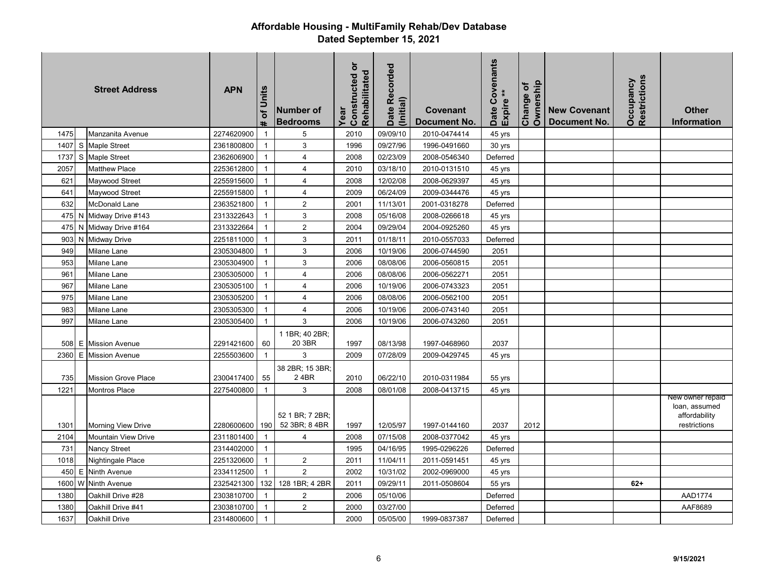# Affordable Housing - MultiFamily Rehab/Dev Database
## Dated September 15, 2021

| Street Address | | | APN | # of Units | Number of Bedrooms | Year Constructed or Rehabilitated | Date Recorded (Initial) | Covenant Document No. | Date Covenants Expire ** | Change of Ownership | New Covenant Document No. | Occupancy Restrictions | Other Information |
|---|---|---|---|---|---|---|---|---|---|---|---|---|---|
| 1475 | | Manzanita Avenue | 2274620900 | 1 | 5 | 2010 | 09/09/10 | 2010-0474414 | 45 yrs | | | | |
| 1407 | S | Maple Street | 2361800800 | 1 | 3 | 1996 | 09/27/96 | 1996-0491660 | 30 yrs | | | | |
| 1737 | S | Maple Street | 2362606900 | 1 | 4 | 2008 | 02/23/09 | 2008-0546340 | Deferred | | | | |
| 2057 | | Matthew Place | 2253612800 | 1 | 4 | 2010 | 03/18/10 | 2010-0131510 | 45 yrs | | | | |
| 621 | | Maywood Street | 2255915600 | 1 | 4 | 2008 | 12/02/08 | 2008-0629397 | 45 yrs | | | | |
| 641 | | Maywood Street | 2255915800 | 1 | 4 | 2009 | 06/24/09 | 2009-0344476 | 45 yrs | | | | |
| 632 | | McDonald Lane | 2363521800 | 1 | 2 | 2001 | 11/13/01 | 2001-0318278 | Deferred | | | | |
| 475 | N | Midway Drive #143 | 2313322643 | 1 | 3 | 2008 | 05/16/08 | 2008-0266618 | 45 yrs | | | | |
| 475 | N | Midway Drive #164 | 2313322664 | 1 | 2 | 2004 | 09/29/04 | 2004-0925260 | 45 yrs | | | | |
| 903 | N | Midway Drive | 2251811000 | 1 | 3 | 2011 | 01/18/11 | 2010-0557033 | Deferred | | | | |
| 949 | | Milane Lane | 2305304800 | 1 | 3 | 2006 | 10/19/06 | 2006-0744590 | 2051 | | | | |
| 953 | | Milane Lane | 2305304900 | 1 | 3 | 2006 | 08/08/06 | 2006-0560815 | 2051 | | | | |
| 961 | | Milane Lane | 2305305000 | 1 | 4 | 2006 | 08/08/06 | 2006-0562271 | 2051 | | | | |
| 967 | | Milane Lane | 2305305100 | 1 | 4 | 2006 | 10/19/06 | 2006-0743323 | 2051 | | | | |
| 975 | | Milane Lane | 2305305200 | 1 | 4 | 2006 | 08/08/06 | 2006-0562100 | 2051 | | | | |
| 983 | | Milane Lane | 2305305300 | 1 | 4 | 2006 | 10/19/06 | 2006-0743140 | 2051 | | | | |
| 997 | | Milane Lane | 2305305400 | 1 | 3 | 2006 | 10/19/06 | 2006-0743260 | 2051 | | | | |
| 508 | E | Mission Avenue | 2291421600 | 60 | 1 1BR; 40 2BR; 20 3BR | 1997 | 08/13/98 | 1997-0468960 | 2037 | | | | |
| 2360 | E | Mission Avenue | 2255503600 | 1 | 3 | 2009 | 07/28/09 | 2009-0429745 | 45 yrs | | | | |
| 735 | | Mission Grove Place | 2300417400 | 55 | 38 2BR; 15 3BR; 2 4BR | 2010 | 06/22/10 | 2010-0311984 | 55 yrs | | | | |
| 1221 | | Montros Place | 2275400800 | 1 | 3 | 2008 | 08/01/08 | 2008-0413715 | 45 yrs | | | | |
| 1301 | | Morning View Drive | 2280600600 | 190 | 52 1 BR; 7 2BR; 52 3BR; 8 4BR | 1997 | 12/05/97 | 1997-0144160 | 2037 | 2012 | | | New owner repaid loan, assumed affordability restrictions |
| 2104 | | Mountain View Drive | 2311801400 | 1 | 4 | 2008 | 07/15/08 | 2008-0377042 | 45 yrs | | | | |
| 731 | | Nancy Street | 2314402000 | 1 | | 1995 | 04/16/95 | 1995-0296226 | Deferred | | | | |
| 1018 | | Nightingale Place | 2251320600 | 1 | 2 | 2011 | 11/04/11 | 2011-0591451 | 45 yrs | | | | |
| 450 | E | Ninth Avenue | 2334112500 | 1 | 2 | 2002 | 10/31/02 | 2002-0969000 | 45 yrs | | | | |
| 1600 | W | Ninth Avenue | 2325421300 | 132 | 128 1BR; 4 2BR | 2011 | 09/29/11 | 2011-0508604 | 55 yrs | | | 62+ | |
| 1380 | | Oakhill Drive #28 | 2303810700 | 1 | 2 | 2006 | 05/10/06 | | Deferred | | | | AAD1774 |
| 1380 | | Oakhill Drive #41 | 2303810700 | 1 | 2 | 2000 | 03/27/00 | | Deferred | | | | AAF8689 |
| 1637 | | Oakhill Drive | 2314800600 | 1 | | 2000 | 05/05/00 | 1999-0837387 | Deferred | | | | |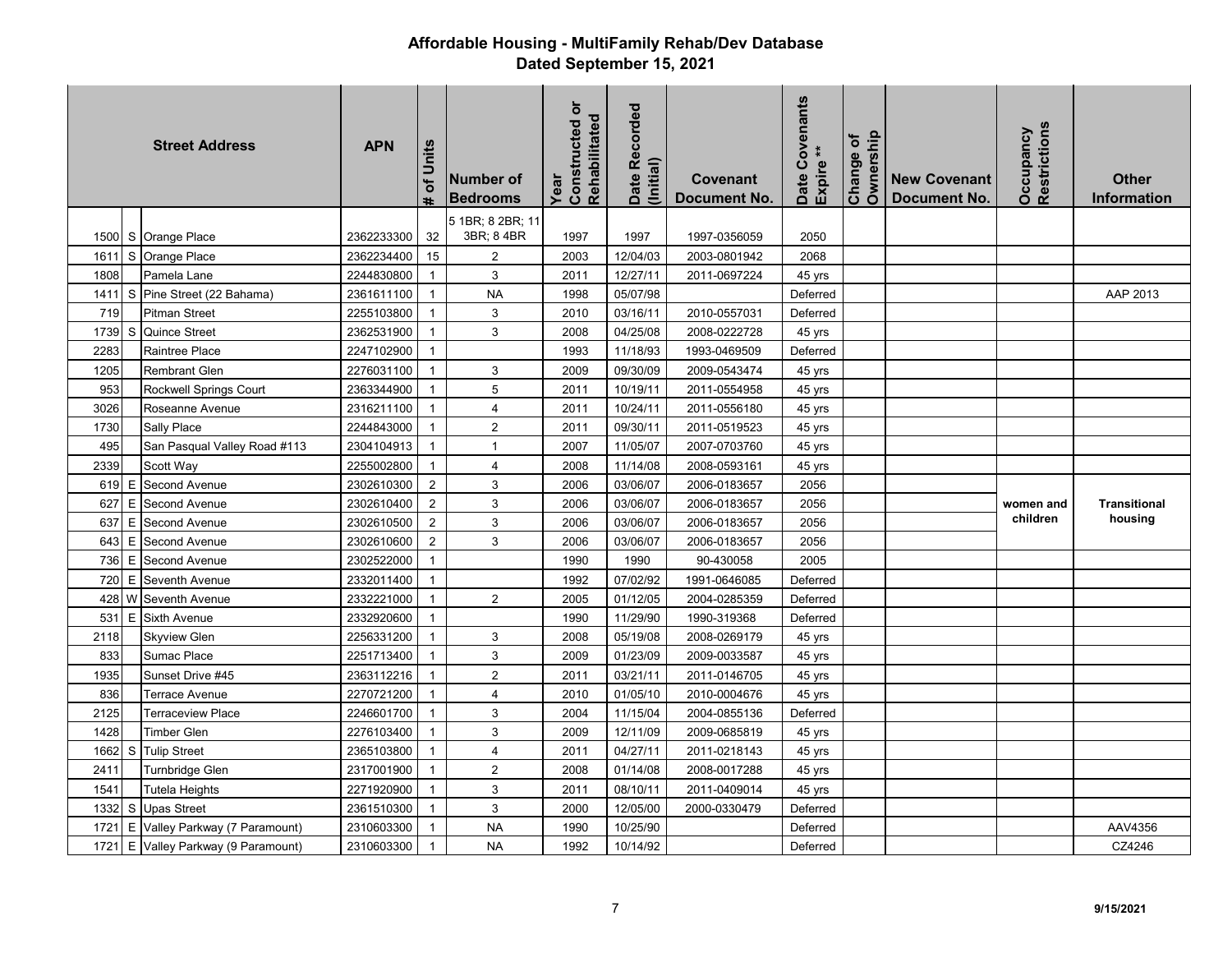# Affordable Housing - MultiFamily Rehab/Dev Database
## Dated September 15, 2021

| Street Address | | | APN | # of Units | Number of Bedrooms | Year Constructed or Rehabilitated | Date Recorded (Initial) | Covenant Document No. | Date Covenants Expire ** | Change of Ownership | New Covenant Document No. | Occupancy Restrictions | Other Information |
|---|---|---|---|---|---|---|---|---|---|---|---|---|---|
| 1500 | S | Orange Place | 2362233300 | 32 | 5 1BR; 8 2BR; 11 3BR; 8 4BR | 1997 | 1997 | 1997-0356059 | 2050 | | | | |
| 1611 | S | Orange Place | 2362234400 | 15 | 2 | 2003 | 12/04/03 | 2003-0801942 | 2068 | | | | |
| 1808 | | Pamela Lane | 2244830800 | 1 | 3 | 2011 | 12/27/11 | 2011-0697224 | 45 yrs | | | | |
| 1411 | S | Pine Street (22 Bahama) | 2361611100 | 1 | NA | 1998 | 05/07/98 | | Deferred | | | | AAP 2013 |
| 719 | | Pitman Street | 2255103800 | 1 | 3 | 2010 | 03/16/11 | 2010-0557031 | Deferred | | | | |
| 1739 | S | Quince Street | 2362531900 | 1 | 3 | 2008 | 04/25/08 | 2008-0222728 | 45 yrs | | | | |
| 2283 | | Raintree Place | 2247102900 | 1 | | 1993 | 11/18/93 | 1993-0469509 | Deferred | | | | |
| 1205 | | Rembrant Glen | 2276031100 | 1 | 3 | 2009 | 09/30/09 | 2009-0543474 | 45 yrs | | | | |
| 953 | | Rockwell Springs Court | 2363344900 | 1 | 5 | 2011 | 10/19/11 | 2011-0554958 | 45 yrs | | | | |
| 3026 | | Roseanne Avenue | 2316211100 | 1 | 4 | 2011 | 10/24/11 | 2011-0556180 | 45 yrs | | | | |
| 1730 | | Sally Place | 2244843000 | 1 | 2 | 2011 | 09/30/11 | 2011-0519523 | 45 yrs | | | | |
| 495 | | San Pasqual Valley Road #113 | 2304104913 | 1 | 1 | 2007 | 11/05/07 | 2007-0703760 | 45 yrs | | | | |
| 2339 | | Scott Way | 2255002800 | 1 | 4 | 2008 | 11/14/08 | 2008-0593161 | 45 yrs | | | | |
| 619 | E | Second Avenue | 2302610300 | 2 | 3 | 2006 | 03/06/07 | 2006-0183657 | 2056 | | | women and children | Transitional housing |
| 627 | E | Second Avenue | 2302610400 | 2 | 3 | 2006 | 03/06/07 | 2006-0183657 | 2056 | | | | |
| 637 | E | Second Avenue | 2302610500 | 2 | 3 | 2006 | 03/06/07 | 2006-0183657 | 2056 | | | | |
| 643 | E | Second Avenue | 2302610600 | 2 | 3 | 2006 | 03/06/07 | 2006-0183657 | 2056 | | | | |
| 736 | E | Second Avenue | 2302522000 | 1 | | 1990 | 1990 | 90-430058 | 2005 | | | | |
| 720 | E | Seventh Avenue | 2332011400 | 1 | | 1992 | 07/02/92 | 1991-0646085 | Deferred | | | | |
| 428 | W | Seventh Avenue | 2332221000 | 1 | 2 | 2005 | 01/12/05 | 2004-0285359 | Deferred | | | | |
| 531 | E | Sixth Avenue | 2332920600 | 1 | | 1990 | 11/29/90 | 1990-319368 | Deferred | | | | |
| 2118 | | Skyview Glen | 2256331200 | 1 | 3 | 2008 | 05/19/08 | 2008-0269179 | 45 yrs | | | | |
| 833 | | Sumac Place | 2251713400 | 1 | 3 | 2009 | 01/23/09 | 2009-0033587 | 45 yrs | | | | |
| 1935 | | Sunset Drive #45 | 2363112216 | 1 | 2 | 2011 | 03/21/11 | 2011-0146705 | 45 yrs | | | | |
| 836 | | Terrace Avenue | 2270721200 | 1 | 4 | 2010 | 01/05/10 | 2010-0004676 | 45 yrs | | | | |
| 2125 | | Terraceview Place | 2246601700 | 1 | 3 | 2004 | 11/15/04 | 2004-0855136 | Deferred | | | | |
| 1428 | | Timber Glen | 2276103400 | 1 | 3 | 2009 | 12/11/09 | 2009-0685819 | 45 yrs | | | | |
| 1662 | S | Tulip Street | 2365103800 | 1 | 4 | 2011 | 04/27/11 | 2011-0218143 | 45 yrs | | | | |
| 2411 | | Turnbridge Glen | 2317001900 | 1 | 2 | 2008 | 01/14/08 | 2008-0017288 | 45 yrs | | | | |
| 1541 | | Tutela Heights | 2271920900 | 1 | 3 | 2011 | 08/10/11 | 2011-0409014 | 45 yrs | | | | |
| 1332 | S | Upas Street | 2361510300 | 1 | 3 | 2000 | 12/05/00 | 2000-0330479 | Deferred | | | | |
| 1721 | E | Valley Parkway (7 Paramount) | 2310603300 | 1 | NA | 1990 | 10/25/90 | | Deferred | | | | AAV4356 |
| 1721 | E | Valley Parkway (9 Paramount) | 2310603300 | 1 | NA | 1992 | 10/14/92 | | Deferred | | | | CZ4246 |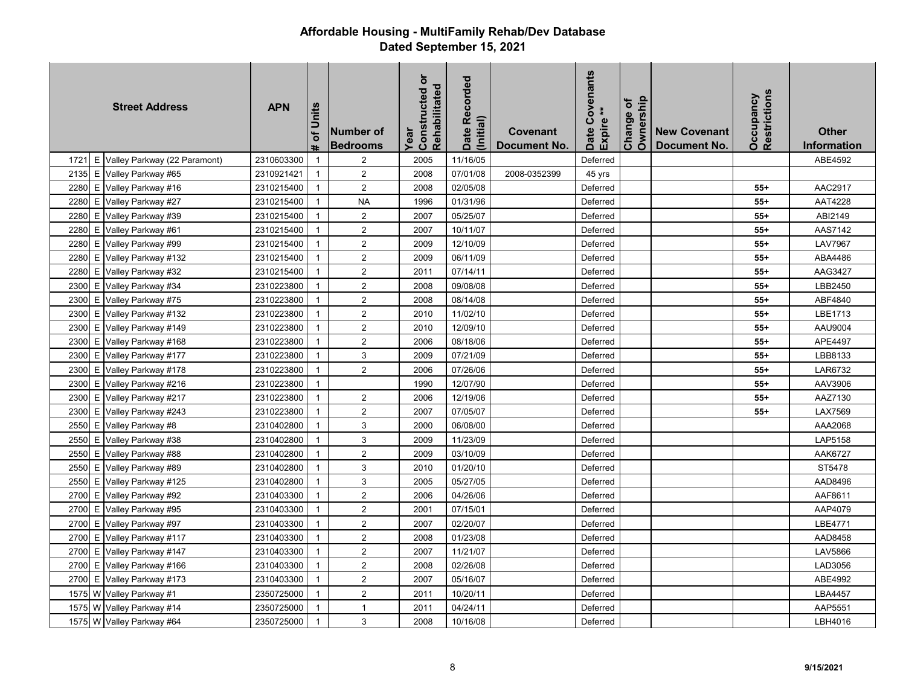# Affordable Housing - MultiFamily Rehab/Dev Database
## Dated September 15, 2021

| Street Address | | | APN | # of Units | Number of Bedrooms | Year Constructed or Rehabilitated | Date Recorded (Initial) | Covenant Document No. | Date Covenants Expire ** | Change of Ownership | New Covenant Document No. | Occupancy Restrictions | Other Information |
|---|---|---|---|---|---|---|---|---|---|---|---|---|---|
| 1721 | E | Valley Parkway (22 Paramont) | 2310603300 | 1 | 2 | 2005 | 11/16/05 | | Deferred | | | | ABE4592 |
| 2135 | E | Valley Parkway #65 | 2310921421 | 1 | 2 | 2008 | 07/01/08 | 2008-0352399 | 45 yrs | | | | |
| 2280 | E | Valley Parkway #16 | 2310215400 | 1 | 2 | 2008 | 02/05/08 | | Deferred | | | 55+ | AAC2917 |
| 2280 | E | Valley Parkway #27 | 2310215400 | 1 | NA | 1996 | 01/31/96 | | Deferred | | | 55+ | AAT4228 |
| 2280 | E | Valley Parkway #39 | 2310215400 | 1 | 2 | 2007 | 05/25/07 | | Deferred | | | 55+ | ABI2149 |
| 2280 | E | Valley Parkway #61 | 2310215400 | 1 | 2 | 2007 | 10/11/07 | | Deferred | | | 55+ | AAS7142 |
| 2280 | E | Valley Parkway #99 | 2310215400 | 1 | 2 | 2009 | 12/10/09 | | Deferred | | | 55+ | LAV7967 |
| 2280 | E | Valley Parkway #132 | 2310215400 | 1 | 2 | 2009 | 06/11/09 | | Deferred | | | 55+ | ABA4486 |
| 2280 | E | Valley Parkway #32 | 2310215400 | 1 | 2 | 2011 | 07/14/11 | | Deferred | | | 55+ | AAG3427 |
| 2300 | E | Valley Parkway #34 | 2310223800 | 1 | 2 | 2008 | 09/08/08 | | Deferred | | | 55+ | LBB2450 |
| 2300 | E | Valley Parkway #75 | 2310223800 | 1 | 2 | 2008 | 08/14/08 | | Deferred | | | 55+ | ABF4840 |
| 2300 | E | Valley Parkway #132 | 2310223800 | 1 | 2 | 2010 | 11/02/10 | | Deferred | | | 55+ | LBE1713 |
| 2300 | E | Valley Parkway #149 | 2310223800 | 1 | 2 | 2010 | 12/09/10 | | Deferred | | | 55+ | AAU9004 |
| 2300 | E | Valley Parkway #168 | 2310223800 | 1 | 2 | 2006 | 08/18/06 | | Deferred | | | 55+ | APE4497 |
| 2300 | E | Valley Parkway #177 | 2310223800 | 1 | 3 | 2009 | 07/21/09 | | Deferred | | | 55+ | LBB8133 |
| 2300 | E | Valley Parkway #178 | 2310223800 | 1 | 2 | 2006 | 07/26/06 | | Deferred | | | 55+ | LAR6732 |
| 2300 | E | Valley Parkway #216 | 2310223800 | 1 | | 1990 | 12/07/90 | | Deferred | | | 55+ | AAV3906 |
| 2300 | E | Valley Parkway #217 | 2310223800 | 1 | 2 | 2006 | 12/19/06 | | Deferred | | | 55+ | AAZ7130 |
| 2300 | E | Valley Parkway #243 | 2310223800 | 1 | 2 | 2007 | 07/05/07 | | Deferred | | | 55+ | LAX7569 |
| 2550 | E | Valley Parkway #8 | 2310402800 | 1 | 3 | 2000 | 06/08/00 | | Deferred | | | | AAA2068 |
| 2550 | E | Valley Parkway #38 | 2310402800 | 1 | 3 | 2009 | 11/23/09 | | Deferred | | | | LAP5158 |
| 2550 | E | Valley Parkway #88 | 2310402800 | 1 | 2 | 2009 | 03/10/09 | | Deferred | | | | AAK6727 |
| 2550 | E | Valley Parkway #89 | 2310402800 | 1 | 3 | 2010 | 01/20/10 | | Deferred | | | | ST5478 |
| 2550 | E | Valley Parkway #125 | 2310402800 | 1 | 3 | 2005 | 05/27/05 | | Deferred | | | | AAD8496 |
| 2700 | E | Valley Parkway #92 | 2310403300 | 1 | 2 | 2006 | 04/26/06 | | Deferred | | | | AAF8611 |
| 2700 | E | Valley Parkway #95 | 2310403300 | 1 | 2 | 2001 | 07/15/01 | | Deferred | | | | AAP4079 |
| 2700 | E | Valley Parkway #97 | 2310403300 | 1 | 2 | 2007 | 02/20/07 | | Deferred | | | | LBE4771 |
| 2700 | E | Valley Parkway #117 | 2310403300 | 1 | 2 | 2008 | 01/23/08 | | Deferred | | | | AAD8458 |
| 2700 | E | Valley Parkway #147 | 2310403300 | 1 | 2 | 2007 | 11/21/07 | | Deferred | | | | LAV5866 |
| 2700 | E | Valley Parkway #166 | 2310403300 | 1 | 2 | 2008 | 02/26/08 | | Deferred | | | | LAD3056 |
| 2700 | E | Valley Parkway #173 | 2310403300 | 1 | 2 | 2007 | 05/16/07 | | Deferred | | | | ABE4992 |
| 1575 | W | Valley Parkway #1 | 2350725000 | 1 | 2 | 2011 | 10/20/11 | | Deferred | | | | LBA4457 |
| 1575 | W | Valley Parkway #14 | 2350725000 | 1 | 1 | 2011 | 04/24/11 | | Deferred | | | | AAP5551 |
| 1575 | W | Valley Parkway #64 | 2350725000 | 1 | 3 | 2008 | 10/16/08 | | Deferred | | | | LBH4016 |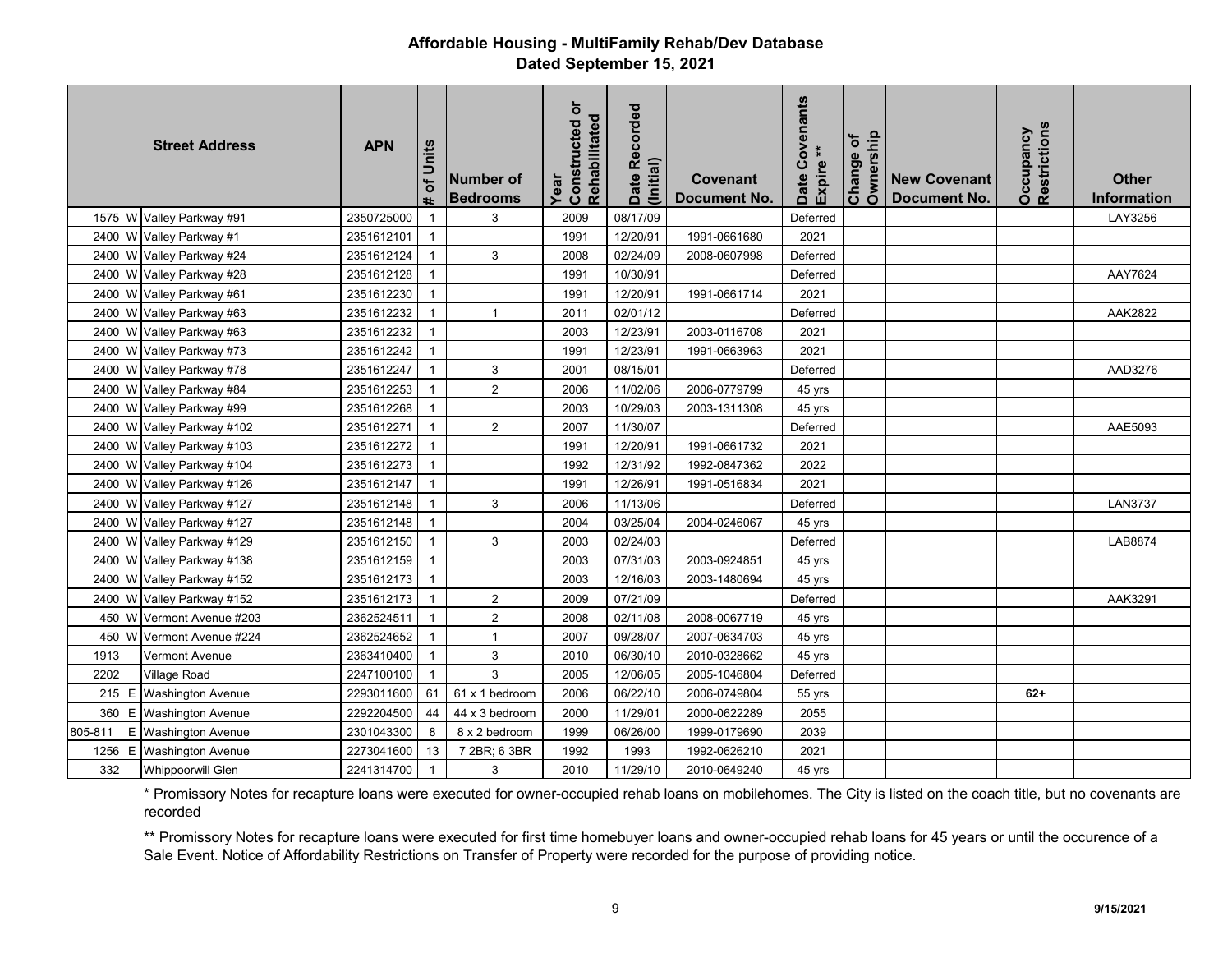# Affordable Housing - MultiFamily Rehab/Dev Database
## Dated September 15, 2021

| Street Address | | | APN | # of Units | Number of Bedrooms | Year Constructed or Rehabilitated | Date Recorded (Initial) | Covenant Document No. | Date Covenants Expire ** | Change of Ownership | New Covenant Document No. | Occupancy Restrictions | Other Information |
|---|---|---|---|---|---|---|---|---|---|---|---|---|---|
| 1575 | W | Valley Parkway #91 | 2350725000 | 1 | 3 | 2009 | 08/17/09 | | Deferred | | | | LAY3256 |
| 2400 | W | Valley Parkway #1 | 2351612101 | 1 | | 1991 | 12/20/91 | 1991-0661680 | 2021 | | | | |
| 2400 | W | Valley Parkway #24 | 2351612124 | 1 | 3 | 2008 | 02/24/09 | 2008-0607998 | Deferred | | | | |
| 2400 | W | Valley Parkway #28 | 2351612128 | 1 | | 1991 | 10/30/91 | | Deferred | | | | AAY7624 |
| 2400 | W | Valley Parkway #61 | 2351612230 | 1 | | 1991 | 12/20/91 | 1991-0661714 | 2021 | | | | |
| 2400 | W | Valley Parkway #63 | 2351612232 | 1 | 1 | 2011 | 02/01/12 | | Deferred | | | | AAK2822 |
| 2400 | W | Valley Parkway #63 | 2351612232 | 1 | | 2003 | 12/23/91 | 2003-0116708 | 2021 | | | | |
| 2400 | W | Valley Parkway #73 | 2351612242 | 1 | | 1991 | 12/23/91 | 1991-0663963 | 2021 | | | | |
| 2400 | W | Valley Parkway #78 | 2351612247 | 1 | 3 | 2001 | 08/15/01 | | Deferred | | | | AAD3276 |
| 2400 | W | Valley Parkway #84 | 2351612253 | 1 | 2 | 2006 | 11/02/06 | 2006-0779799 | 45 yrs | | | | |
| 2400 | W | Valley Parkway #99 | 2351612268 | 1 | | 2003 | 10/29/03 | 2003-1311308 | 45 yrs | | | | |
| 2400 | W | Valley Parkway #102 | 2351612271 | 1 | 2 | 2007 | 11/30/07 | | Deferred | | | | AAE5093 |
| 2400 | W | Valley Parkway #103 | 2351612272 | 1 | | 1991 | 12/20/91 | 1991-0661732 | 2021 | | | | |
| 2400 | W | Valley Parkway #104 | 2351612273 | 1 | | 1992 | 12/31/92 | 1992-0847362 | 2022 | | | | |
| 2400 | W | Valley Parkway #126 | 2351612147 | 1 | | 1991 | 12/26/91 | 1991-0516834 | 2021 | | | | |
| 2400 | W | Valley Parkway #127 | 2351612148 | 1 | 3 | 2006 | 11/13/06 | | Deferred | | | | LAN3737 |
| 2400 | W | Valley Parkway #127 | 2351612148 | 1 | | 2004 | 03/25/04 | 2004-0246067 | 45 yrs | | | | |
| 2400 | W | Valley Parkway #129 | 2351612150 | 1 | 3 | 2003 | 02/24/03 | | Deferred | | | | LAB8874 |
| 2400 | W | Valley Parkway #138 | 2351612159 | 1 | | 2003 | 07/31/03 | 2003-0924851 | 45 yrs | | | | |
| 2400 | W | Valley Parkway #152 | 2351612173 | 1 | | 2003 | 12/16/03 | 2003-1480694 | 45 yrs | | | | |
| 2400 | W | Valley Parkway #152 | 2351612173 | 1 | 2 | 2009 | 07/21/09 | | Deferred | | | | AAK3291 |
| 450 | W | Vermont Avenue #203 | 2362524511 | 1 | 2 | 2008 | 02/11/08 | 2008-0067719 | 45 yrs | | | | |
| 450 | W | Vermont Avenue #224 | 2362524652 | 1 | 1 | 2007 | 09/28/07 | 2007-0634703 | 45 yrs | | | | |
| 1913 | | Vermont Avenue | 2363410400 | 1 | 3 | 2010 | 06/30/10 | 2010-0328662 | 45 yrs | | | | |
| 2202 | | Village Road | 2247100100 | 1 | 3 | 2005 | 12/06/05 | 2005-1046804 | Deferred | | | | |
| 215 | E | Washington Avenue | 2293011600 | 61 | 61 x 1 bedroom | 2006 | 06/22/10 | 2006-0749804 | 55 yrs | | | **62+** | |
| 360 | E | Washington Avenue | 2292204500 | 44 | 44 x 3 bedroom | 2000 | 11/29/01 | 2000-0622289 | 2055 | | | | |
| 805-811 | E | Washington Avenue | 2301043300 | 8 | 8 x 2 bedroom | 1999 | 06/26/00 | 1999-0179690 | 2039 | | | | |
| 1256 | E | Washington Avenue | 2273041600 | 13 | 7 2BR; 6 3BR | 1992 | 1993 | 1992-0626210 | 2021 | | | | |
| 332 | | Whippoorwill Glen | 2241314700 | 1 | 3 | 2010 | 11/29/10 | 2010-0649240 | 45 yrs | | | | |

\* Promissory Notes for recapture loans were executed for owner-occupied rehab loans on mobilehomes. The City is listed on the coach title, but no covenants are recorded

\*\* Promissory Notes for recapture loans were executed for first time homebuyer loans and owner-occupied rehab loans for 45 years or until the occurence of a Sale Event. Notice of Affordability Restrictions on Transfer of Property were recorded for the purpose of providing notice.